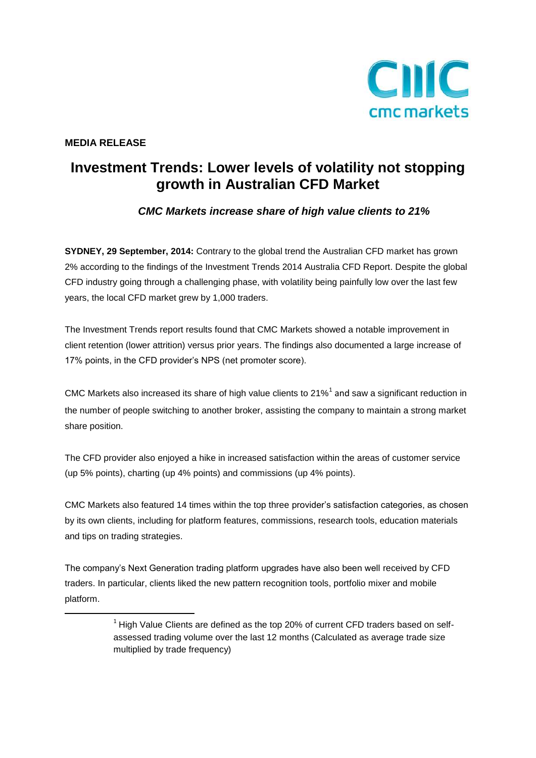**MEDIA RELEASE**

# Investment Trends: Lower levels of volatility not stopping growth in Australian CFD Market

***CMC Markets increase share of high value clients to 21%***

**SYDNEY, 29 September, 2014:** Contrary to the global trend the Australian CFD market has grown 2% according to the findings of the Investment Trends 2014 Australia CFD Report. Despite the global CFD industry going through a challenging phase, with volatility being painfully low over the last few years, the local CFD market grew by 1,000 traders.

The Investment Trends report results found that CMC Markets showed a notable improvement in client retention (lower attrition) versus prior years. The findings also documented a large increase of 17% points, in the CFD provider's NPS (net promoter score).

CMC Markets also increased its share of high value clients to 21%[1] and saw a significant reduction in the number of people switching to another broker, assisting the company to maintain a strong market share position.

The CFD provider also enjoyed a hike in increased satisfaction within the areas of customer service (up 5% points), charting (up 4% points) and commissions (up 4% points).

CMC Markets also featured 14 times within the top three provider's satisfaction categories, as chosen by its own clients, including for platform features, commissions, research tools, education materials and tips on trading strategies.

The company's Next Generation trading platform upgrades have also been well received by CFD traders. In particular, clients liked the new pattern recognition tools, portfolio mixer and mobile platform.

---

[1] High Value Clients are defined as the top 20% of current CFD traders based on self-assessed trading volume over the last 12 months (Calculated as average trade size multiplied by trade frequency)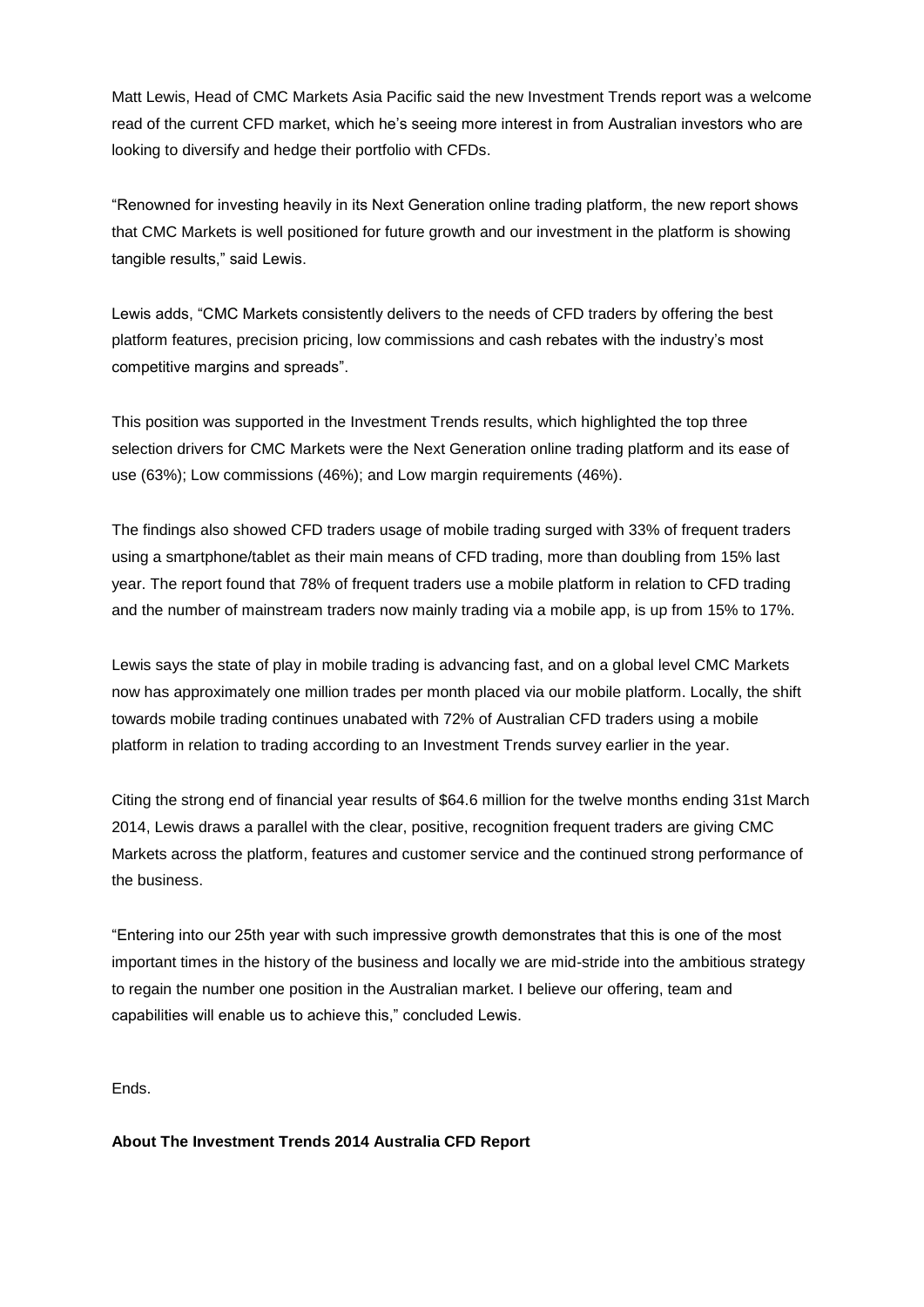Matt Lewis, Head of CMC Markets Asia Pacific said the new Investment Trends report was a welcome read of the current CFD market, which he's seeing more interest in from Australian investors who are looking to diversify and hedge their portfolio with CFDs.

"Renowned for investing heavily in its Next Generation online trading platform, the new report shows that CMC Markets is well positioned for future growth and our investment in the platform is showing tangible results," said Lewis.

Lewis adds, "CMC Markets consistently delivers to the needs of CFD traders by offering the best platform features, precision pricing, low commissions and cash rebates with the industry's most competitive margins and spreads".

This position was supported in the Investment Trends results, which highlighted the top three selection drivers for CMC Markets were the Next Generation online trading platform and its ease of use (63%); Low commissions (46%); and Low margin requirements (46%).

The findings also showed CFD traders usage of mobile trading surged with 33% of frequent traders using a smartphone/tablet as their main means of CFD trading, more than doubling from 15% last year. The report found that 78% of frequent traders use a mobile platform in relation to CFD trading and the number of mainstream traders now mainly trading via a mobile app, is up from 15% to 17%.

Lewis says the state of play in mobile trading is advancing fast, and on a global level CMC Markets now has approximately one million trades per month placed via our mobile platform. Locally, the shift towards mobile trading continues unabated with 72% of Australian CFD traders using a mobile platform in relation to trading according to an Investment Trends survey earlier in the year.

Citing the strong end of financial year results of $64.6 million for the twelve months ending 31st March 2014, Lewis draws a parallel with the clear, positive, recognition frequent traders are giving CMC Markets across the platform, features and customer service and the continued strong performance of the business.

"Entering into our 25th year with such impressive growth demonstrates that this is one of the most important times in the history of the business and locally we are mid-stride into the ambitious strategy to regain the number one position in the Australian market. I believe our offering, team and capabilities will enable us to achieve this," concluded Lewis.

Ends.

**About The Investment Trends 2014 Australia CFD Report**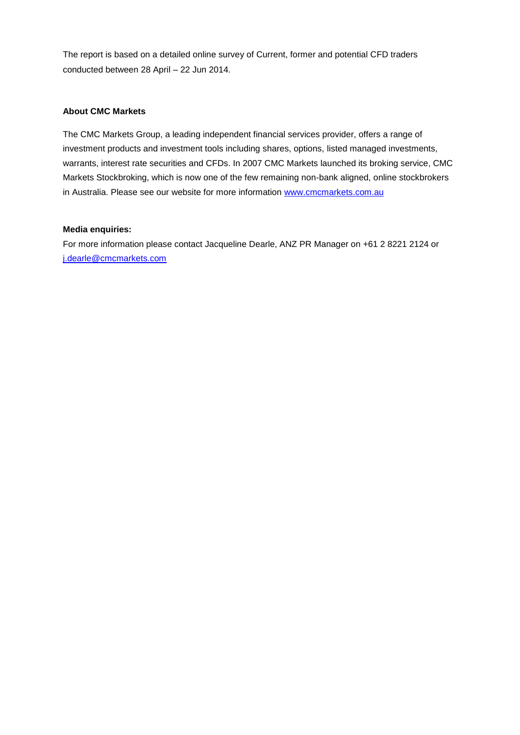The report is based on a detailed online survey of Current, former and potential CFD traders conducted between 28 April – 22 Jun 2014.

**About CMC Markets**

The CMC Markets Group, a leading independent financial services provider, offers a range of investment products and investment tools including shares, options, listed managed investments, warrants, interest rate securities and CFDs. In 2007 CMC Markets launched its broking service, CMC Markets Stockbroking, which is now one of the few remaining non-bank aligned, online stockbrokers in Australia. Please see our website for more information [www.cmcmarkets.com.au](http://www.cmcmarkets.com.au)

**Media enquiries:**

For more information please contact Jacqueline Dearle, ANZ PR Manager on +61 2 8221 2124 or [j.dearle@cmcmarkets.com](mailto:j.dearle@cmcmarkets.com)